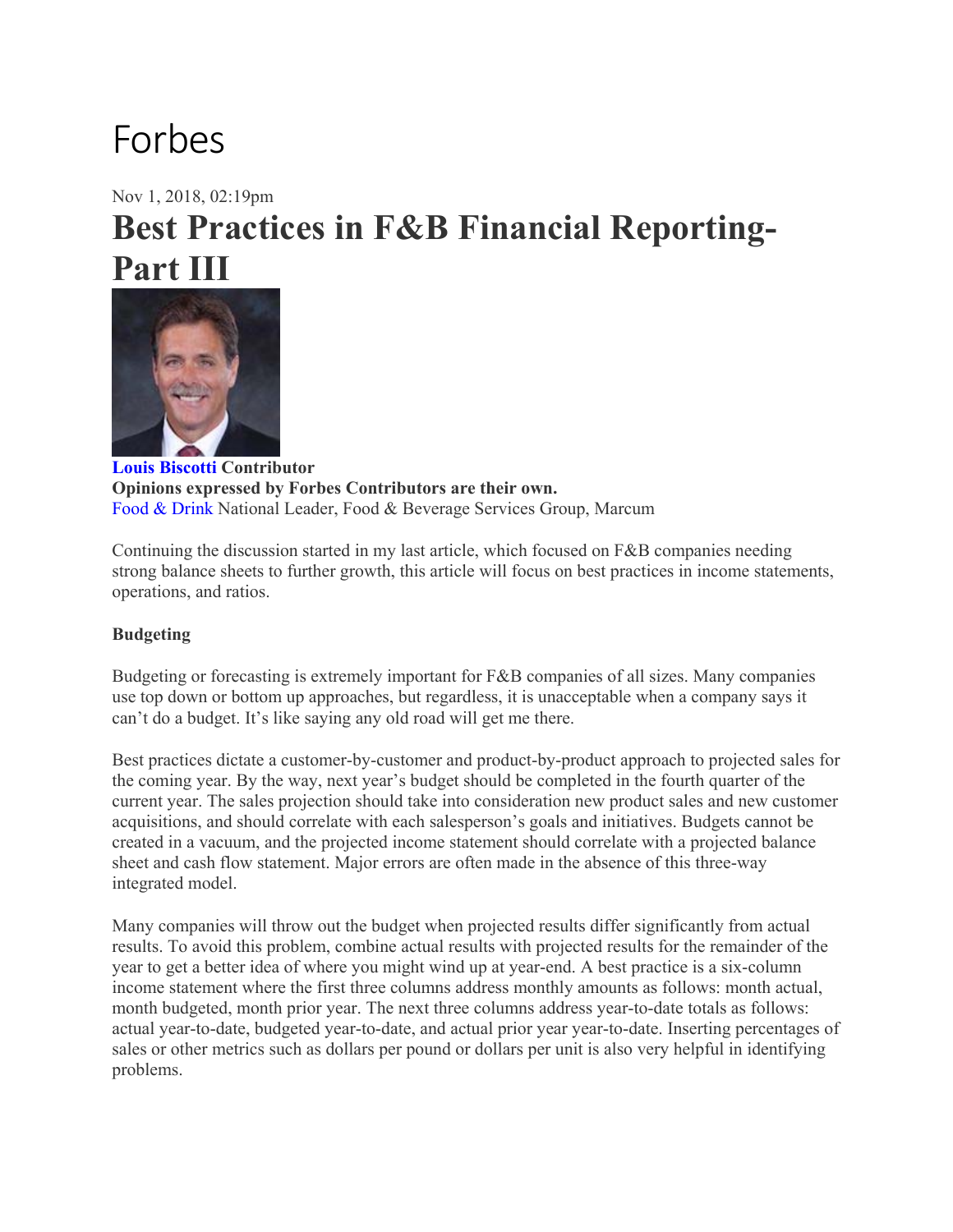Forbes

Nov 1, 2018, 02:19pm

# Best Practices in F&B Financial Reporting-Part III

**Louis Biscotti Contributor**
**Opinions expressed by Forbes Contributors are their own.**
Food & Drink National Leader, Food & Beverage Services Group, Marcum

Continuing the discussion started in my last article, which focused on F&B companies needing strong balance sheets to further growth, this article will focus on best practices in income statements, operations, and ratios.

**Budgeting**

Budgeting or forecasting is extremely important for F&B companies of all sizes. Many companies use top down or bottom up approaches, but regardless, it is unacceptable when a company says it can't do a budget. It's like saying any old road will get me there.

Best practices dictate a customer-by-customer and product-by-product approach to projected sales for the coming year. By the way, next year's budget should be completed in the fourth quarter of the current year. The sales projection should take into consideration new product sales and new customer acquisitions, and should correlate with each salesperson's goals and initiatives. Budgets cannot be created in a vacuum, and the projected income statement should correlate with a projected balance sheet and cash flow statement. Major errors are often made in the absence of this three-way integrated model.

Many companies will throw out the budget when projected results differ significantly from actual results. To avoid this problem, combine actual results with projected results for the remainder of the year to get a better idea of where you might wind up at year-end. A best practice is a six-column income statement where the first three columns address monthly amounts as follows: month actual, month budgeted, month prior year. The next three columns address year-to-date totals as follows: actual year-to-date, budgeted year-to-date, and actual prior year year-to-date. Inserting percentages of sales or other metrics such as dollars per pound or dollars per unit is also very helpful in identifying problems.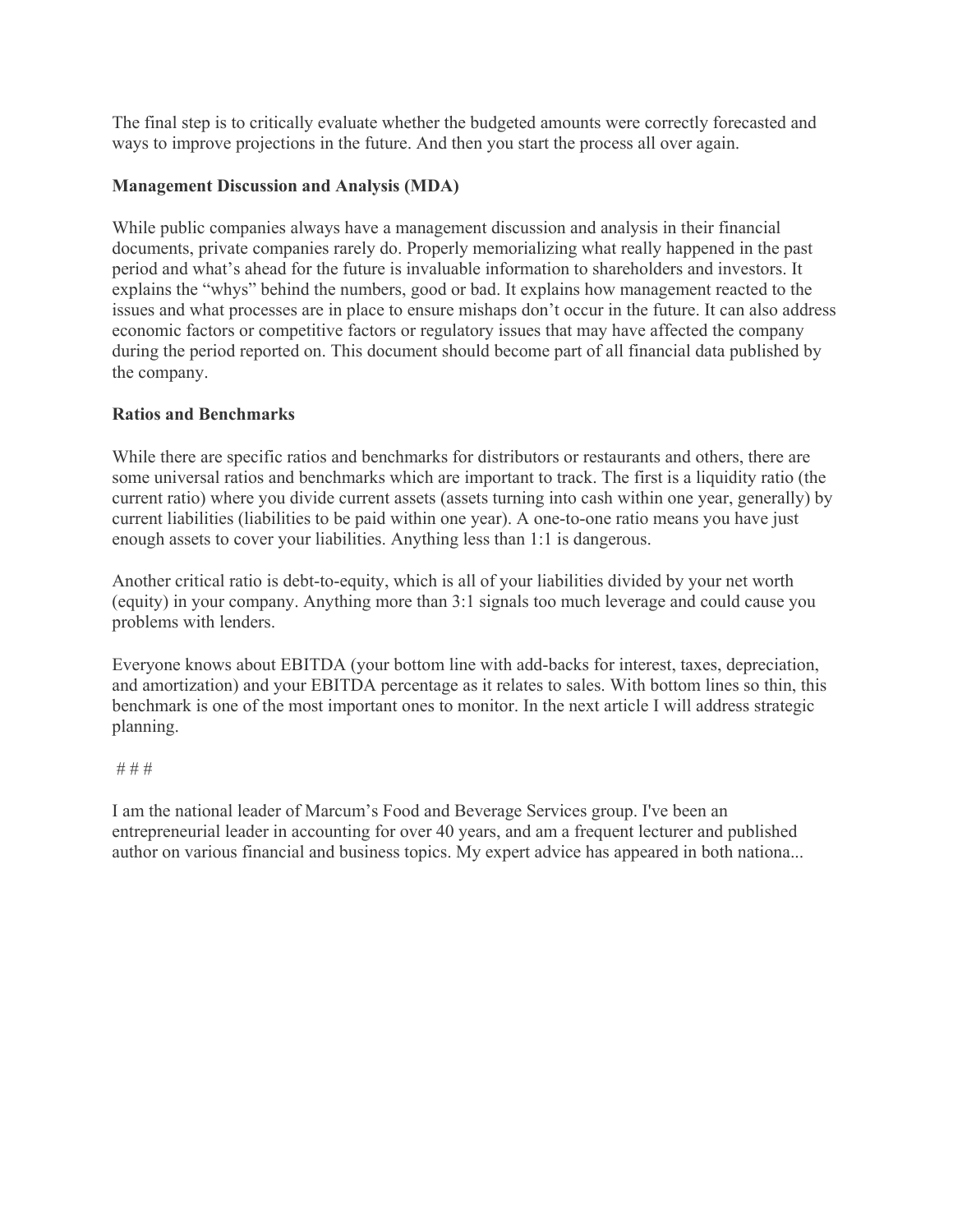The final step is to critically evaluate whether the budgeted amounts were correctly forecasted and ways to improve projections in the future. And then you start the process all over again.

**Management Discussion and Analysis (MDA)**

While public companies always have a management discussion and analysis in their financial documents, private companies rarely do. Properly memorializing what really happened in the past period and what's ahead for the future is invaluable information to shareholders and investors. It explains the "whys" behind the numbers, good or bad. It explains how management reacted to the issues and what processes are in place to ensure mishaps don't occur in the future. It can also address economic factors or competitive factors or regulatory issues that may have affected the company during the period reported on. This document should become part of all financial data published by the company.

**Ratios and Benchmarks**

While there are specific ratios and benchmarks for distributors or restaurants and others, there are some universal ratios and benchmarks which are important to track. The first is a liquidity ratio (the current ratio) where you divide current assets (assets turning into cash within one year, generally) by current liabilities (liabilities to be paid within one year). A one-to-one ratio means you have just enough assets to cover your liabilities. Anything less than 1:1 is dangerous.

Another critical ratio is debt-to-equity, which is all of your liabilities divided by your net worth (equity) in your company. Anything more than 3:1 signals too much leverage and could cause you problems with lenders.

Everyone knows about EBITDA (your bottom line with add-backs for interest, taxes, depreciation, and amortization) and your EBITDA percentage as it relates to sales. With bottom lines so thin, this benchmark is one of the most important ones to monitor. In the next article I will address strategic planning.

# # #

I am the national leader of Marcum's Food and Beverage Services group. I've been an entrepreneurial leader in accounting for over 40 years, and am a frequent lecturer and published author on various financial and business topics. My expert advice has appeared in both nationa...